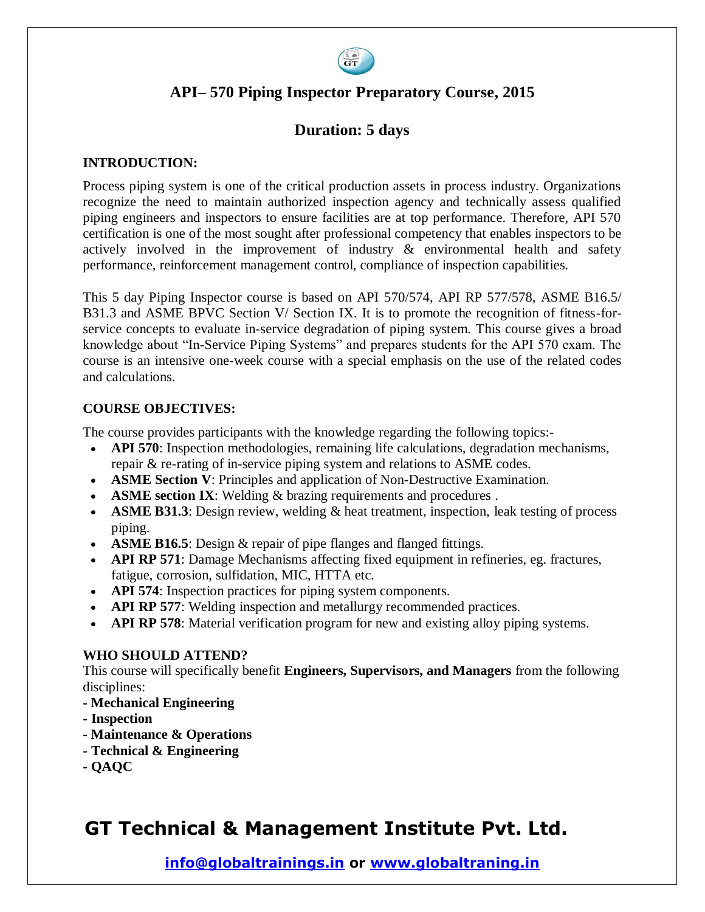# API– 570 Piping Inspector Preparatory Course, 2015

## Duration: 5 days

### INTRODUCTION:

Process piping system is one of the critical production assets in process industry. Organizations recognize the need to maintain authorized inspection agency and technically assess qualified piping engineers and inspectors to ensure facilities are at top performance. Therefore, API 570 certification is one of the most sought after professional competency that enables inspectors to be actively involved in the improvement of industry & environmental health and safety performance, reinforcement management control, compliance of inspection capabilities.

This 5 day Piping Inspector course is based on API 570/574, API RP 577/578, ASME B16.5/ B31.3 and ASME BPVC Section V/ Section IX. It is to promote the recognition of fitness-for-service concepts to evaluate in-service degradation of piping system. This course gives a broad knowledge about "In-Service Piping Systems" and prepares students for the API 570 exam. The course is an intensive one-week course with a special emphasis on the use of the related codes and calculations.

### COURSE OBJECTIVES:

The course provides participants with the knowledge regarding the following topics:-

- **API 570**: Inspection methodologies, remaining life calculations, degradation mechanisms, repair & re-rating of in-service piping system and relations to ASME codes.
- **ASME Section V**: Principles and application of Non-Destructive Examination.
- **ASME section IX**: Welding & brazing requirements and procedures .
- **ASME B31.3**: Design review, welding & heat treatment, inspection, leak testing of process piping.
- **ASME B16.5**: Design & repair of pipe flanges and flanged fittings.
- **API RP 571**: Damage Mechanisms affecting fixed equipment in refineries, eg. fractures, fatigue, corrosion, sulfidation, MIC, HTTA etc.
- **API 574**: Inspection practices for piping system components.
- **API RP 577**: Welding inspection and metallurgy recommended practices.
- **API RP 578**: Material verification program for new and existing alloy piping systems.

### WHO SHOULD ATTEND?

This course will specifically benefit **Engineers, Supervisors, and Managers** from the following disciplines:

- **Mechanical Engineering**
- **Inspection**
- **Maintenance & Operations**
- **Technical & Engineering**
- **QAQC**

## GT Technical & Management Institute Pvt. Ltd.

**info@globaltrainings.in or www.globaltraning.in**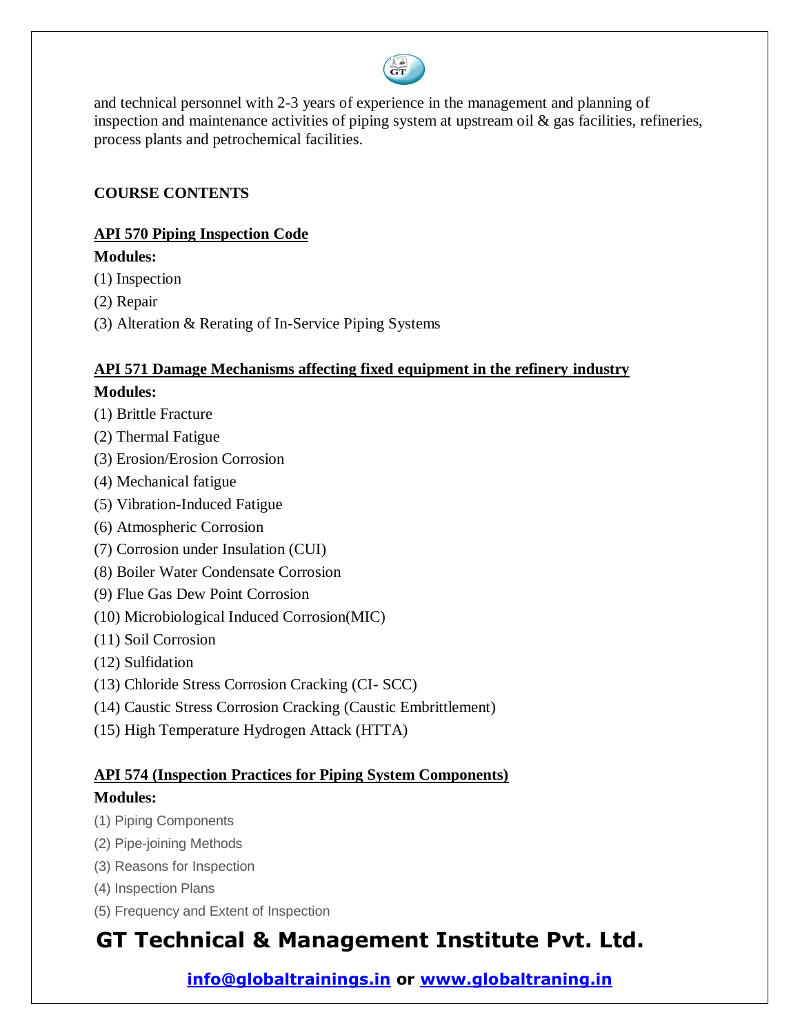and technical personnel with 2-3 years of experience in the management and planning of inspection and maintenance activities of piping system at upstream oil & gas facilities, refineries, process plants and petrochemical facilities.

## COURSE CONTENTS

### API 570 Piping Inspection Code

**Modules:**

(1) Inspection

(2) Repair

(3) Alteration & Rerating of In-Service Piping Systems

### API 571 Damage Mechanisms affecting fixed equipment in the refinery industry

**Modules:**

(1) Brittle Fracture

(2) Thermal Fatigue

(3) Erosion/Erosion Corrosion

(4) Mechanical fatigue

(5) Vibration-Induced Fatigue

(6) Atmospheric Corrosion

(7) Corrosion under Insulation (CUI)

(8) Boiler Water Condensate Corrosion

(9) Flue Gas Dew Point Corrosion

(10) Microbiological Induced Corrosion(MIC)

(11) Soil Corrosion

(12) Sulfidation

(13) Chloride Stress Corrosion Cracking (CI- SCC)

(14) Caustic Stress Corrosion Cracking (Caustic Embrittlement)

(15) High Temperature Hydrogen Attack (HTTA)

### API 574 (Inspection Practices for Piping System Components)

**Modules:**

(1) Piping Components

(2) Pipe-joining Methods

(3) Reasons for Inspection

(4) Inspection Plans

(5) Frequency and Extent of Inspection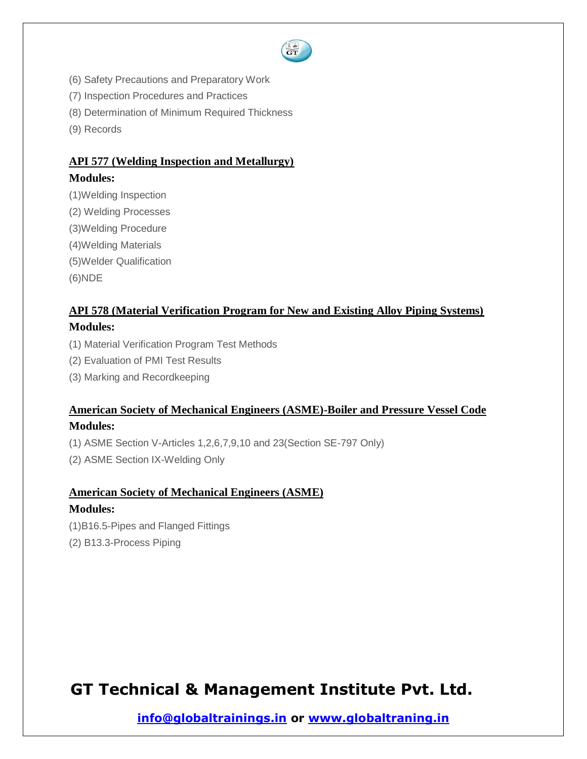(6) Safety Precautions and Preparatory Work

(7) Inspection Procedures and Practices

(8) Determination of Minimum Required Thickness

(9) Records

## API 577 (Welding Inspection and Metallurgy)

**Modules:**

(1)Welding Inspection

(2) Welding Processes

(3)Welding Procedure

(4)Welding Materials

(5)Welder Qualification

(6)NDE

## API 578 (Material Verification Program for New and Existing Alloy Piping Systems)

**Modules:**

(1) Material Verification Program Test Methods

(2) Evaluation of PMI Test Results

(3) Marking and Recordkeeping

## American Society of Mechanical Engineers (ASME)-Boiler and Pressure Vessel Code

**Modules:**

(1) ASME Section V-Articles 1,2,6,7,9,10 and 23(Section SE-797 Only)

(2) ASME Section IX-Welding Only

## American Society of Mechanical Engineers (ASME)

**Modules:**

(1)B16.5-Pipes and Flanged Fittings

(2) B13.3-Process Piping

**GT Technical & Management Institute Pvt. Ltd.**

info@globaltrainings.in or www.globaltraning.in